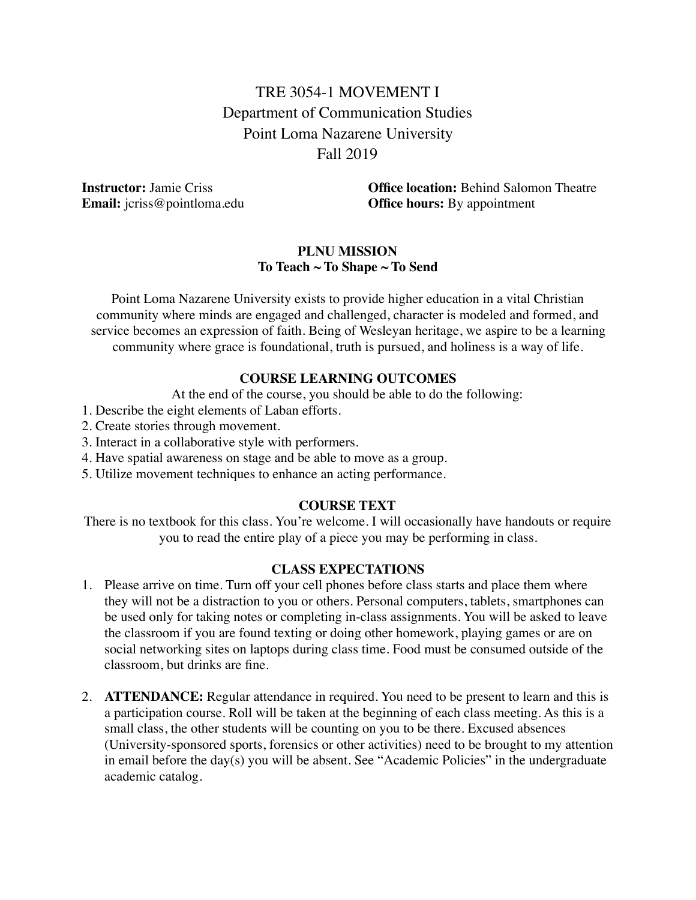# TRE 3054-1 MOVEMENT I
## Department of Communication Studies
## Point Loma Nazarene University
## Fall 2019

**Instructor:** Jamie Criss
**Email:** jcriss@pointloma.edu

**Office location:** Behind Salomon Theatre
**Office hours:** By appointment

### PLNU MISSION
**To Teach ~ To Shape ~ To Send**

Point Loma Nazarene University exists to provide higher education in a vital Christian community where minds are engaged and challenged, character is modeled and formed, and service becomes an expression of faith. Being of Wesleyan heritage, we aspire to be a learning community where grace is foundational, truth is pursued, and holiness is a way of life.

### COURSE LEARNING OUTCOMES

At the end of the course, you should be able to do the following:

1. Describe the eight elements of Laban efforts.
2. Create stories through movement.
3. Interact in a collaborative style with performers.
4. Have spatial awareness on stage and be able to move as a group.
5. Utilize movement techniques to enhance an acting performance.

### COURSE TEXT

There is no textbook for this class. You're welcome. I will occasionally have handouts or require you to read the entire play of a piece you may be performing in class.

### CLASS EXPECTATIONS

1. Please arrive on time. Turn off your cell phones before class starts and place them where they will not be a distraction to you or others. Personal computers, tablets, smartphones can be used only for taking notes or completing in-class assignments. You will be asked to leave the classroom if you are found texting or doing other homework, playing games or are on social networking sites on laptops during class time. Food must be consumed outside of the classroom, but drinks are fine.

2. **ATTENDANCE:** Regular attendance in required. You need to be present to learn and this is a participation course. Roll will be taken at the beginning of each class meeting. As this is a small class, the other students will be counting on you to be there. Excused absences (University-sponsored sports, forensics or other activities) need to be brought to my attention in email before the day(s) you will be absent. See "Academic Policies" in the undergraduate academic catalog.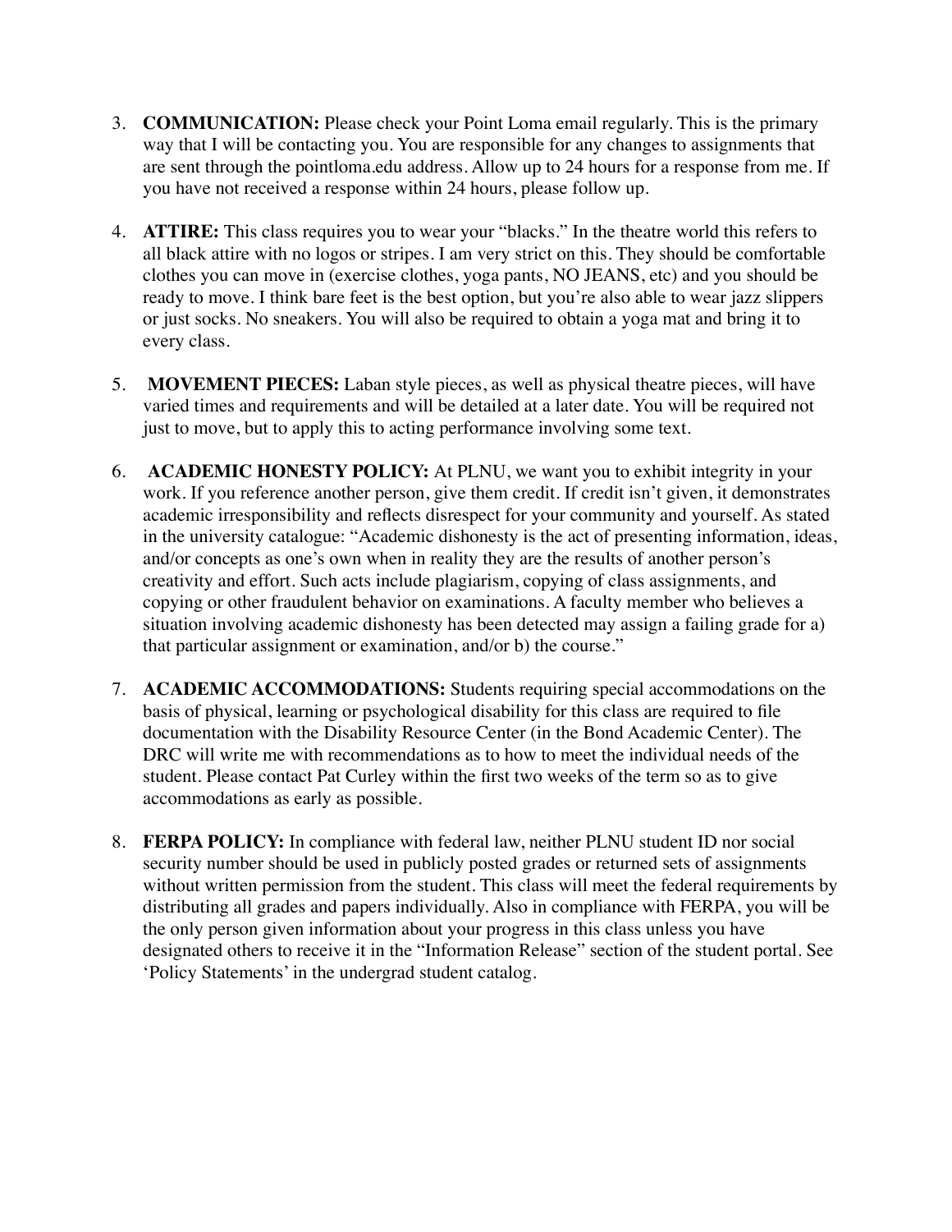3. **COMMUNICATION:** Please check your Point Loma email regularly. This is the primary way that I will be contacting you. You are responsible for any changes to assignments that are sent through the pointloma.edu address. Allow up to 24 hours for a response from me. If you have not received a response within 24 hours, please follow up.

4. **ATTIRE:** This class requires you to wear your "blacks." In the theatre world this refers to all black attire with no logos or stripes. I am very strict on this. They should be comfortable clothes you can move in (exercise clothes, yoga pants, NO JEANS, etc) and you should be ready to move. I think bare feet is the best option, but you're also able to wear jazz slippers or just socks. No sneakers. You will also be required to obtain a yoga mat and bring it to every class.

5. **MOVEMENT PIECES:** Laban style pieces, as well as physical theatre pieces, will have varied times and requirements and will be detailed at a later date. You will be required not just to move, but to apply this to acting performance involving some text.

6. **ACADEMIC HONESTY POLICY:** At PLNU, we want you to exhibit integrity in your work. If you reference another person, give them credit. If credit isn't given, it demonstrates academic irresponsibility and reflects disrespect for your community and yourself. As stated in the university catalogue: "Academic dishonesty is the act of presenting information, ideas, and/or concepts as one's own when in reality they are the results of another person's creativity and effort. Such acts include plagiarism, copying of class assignments, and copying or other fraudulent behavior on examinations. A faculty member who believes a situation involving academic dishonesty has been detected may assign a failing grade for a) that particular assignment or examination, and/or b) the course."

7. **ACADEMIC ACCOMMODATIONS:** Students requiring special accommodations on the basis of physical, learning or psychological disability for this class are required to file documentation with the Disability Resource Center (in the Bond Academic Center). The DRC will write me with recommendations as to how to meet the individual needs of the student. Please contact Pat Curley within the first two weeks of the term so as to give accommodations as early as possible.

8. **FERPA POLICY:** In compliance with federal law, neither PLNU student ID nor social security number should be used in publicly posted grades or returned sets of assignments without written permission from the student. This class will meet the federal requirements by distributing all grades and papers individually. Also in compliance with FERPA, you will be the only person given information about your progress in this class unless you have designated others to receive it in the "Information Release" section of the student portal. See 'Policy Statements' in the undergrad student catalog.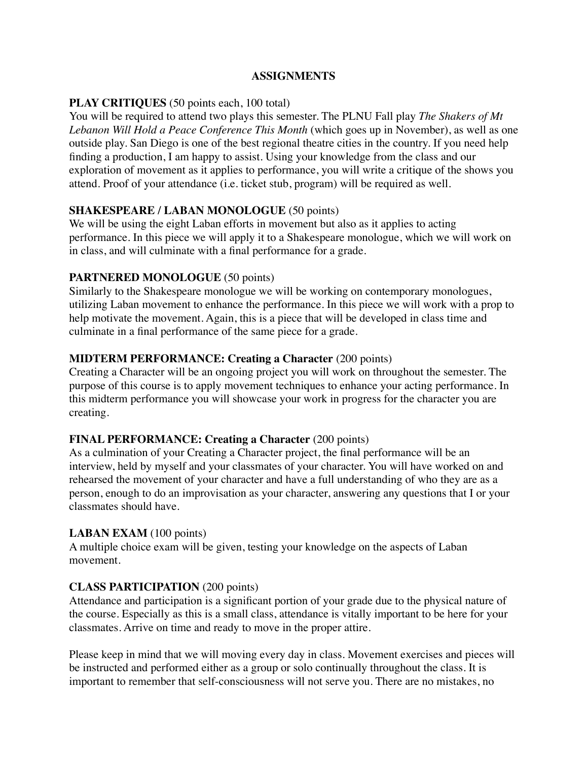## ASSIGNMENTS

**PLAY CRITIQUES** (50 points each, 100 total)
You will be required to attend two plays this semester. The PLNU Fall play *The Shakers of Mt Lebanon Will Hold a Peace Conference This Month* (which goes up in November), as well as one outside play. San Diego is one of the best regional theatre cities in the country. If you need help finding a production, I am happy to assist. Using your knowledge from the class and our exploration of movement as it applies to performance, you will write a critique of the shows you attend. Proof of your attendance (i.e. ticket stub, program) will be required as well.

**SHAKESPEARE / LABAN MONOLOGUE** (50 points)
We will be using the eight Laban efforts in movement but also as it applies to acting performance. In this piece we will apply it to a Shakespeare monologue, which we will work on in class, and will culminate with a final performance for a grade.

**PARTNERED MONOLOGUE** (50 points)
Similarly to the Shakespeare monologue we will be working on contemporary monologues, utilizing Laban movement to enhance the performance. In this piece we will work with a prop to help motivate the movement. Again, this is a piece that will be developed in class time and culminate in a final performance of the same piece for a grade.

**MIDTERM PERFORMANCE: Creating a Character** (200 points)
Creating a Character will be an ongoing project you will work on throughout the semester. The purpose of this course is to apply movement techniques to enhance your acting performance. In this midterm performance you will showcase your work in progress for the character you are creating.

**FINAL PERFORMANCE: Creating a Character** (200 points)
As a culmination of your Creating a Character project, the final performance will be an interview, held by myself and your classmates of your character. You will have worked on and rehearsed the movement of your character and have a full understanding of who they are as a person, enough to do an improvisation as your character, answering any questions that I or your classmates should have.

**LABAN EXAM** (100 points)
A multiple choice exam will be given, testing your knowledge on the aspects of Laban movement.

**CLASS PARTICIPATION** (200 points)
Attendance and participation is a significant portion of your grade due to the physical nature of the course. Especially as this is a small class, attendance is vitally important to be here for your classmates. Arrive on time and ready to move in the proper attire.

Please keep in mind that we will moving every day in class. Movement exercises and pieces will be instructed and performed either as a group or solo continually throughout the class. It is important to remember that self-consciousness will not serve you. There are no mistakes, no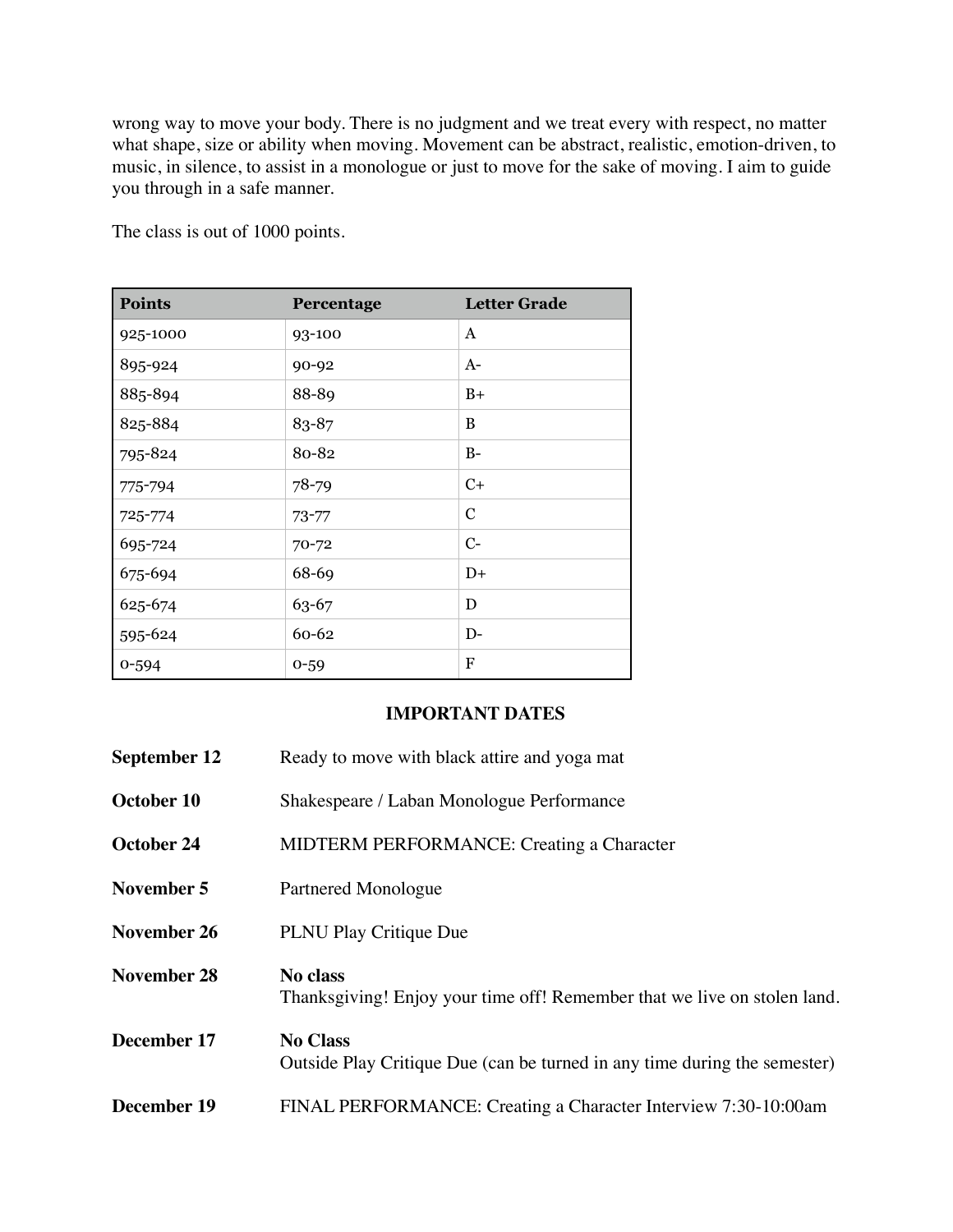wrong way to move your body. There is no judgment and we treat every with respect, no matter what shape, size or ability when moving. Movement can be abstract, realistic, emotion-driven, to music, in silence, to assist in a monologue or just to move for the sake of moving. I aim to guide you through in a safe manner.

The class is out of 1000 points.

| Points | Percentage | Letter Grade |
|---|---|---|
| 925-1000 | 93-100 | A |
| 895-924 | 90-92 | A- |
| 885-894 | 88-89 | B+ |
| 825-884 | 83-87 | B |
| 795-824 | 80-82 | B- |
| 775-794 | 78-79 | C+ |
| 725-774 | 73-77 | C |
| 695-724 | 70-72 | C- |
| 675-694 | 68-69 | D+ |
| 625-674 | 63-67 | D |
| 595-624 | 60-62 | D- |
| 0-594 | 0-59 | F |

## IMPORTANT DATES

**September 12** — Ready to move with black attire and yoga mat

**October 10** — Shakespeare / Laban Monologue Performance

**October 24** — MIDTERM PERFORMANCE: Creating a Character

**November 5** — Partnered Monologue

**November 26** — PLNU Play Critique Due

**November 28** — **No class**
Thanksgiving! Enjoy your time off! Remember that we live on stolen land.

**December 17** — **No Class**
Outside Play Critique Due (can be turned in any time during the semester)

**December 19** — FINAL PERFORMANCE: Creating a Character Interview 7:30-10:00am